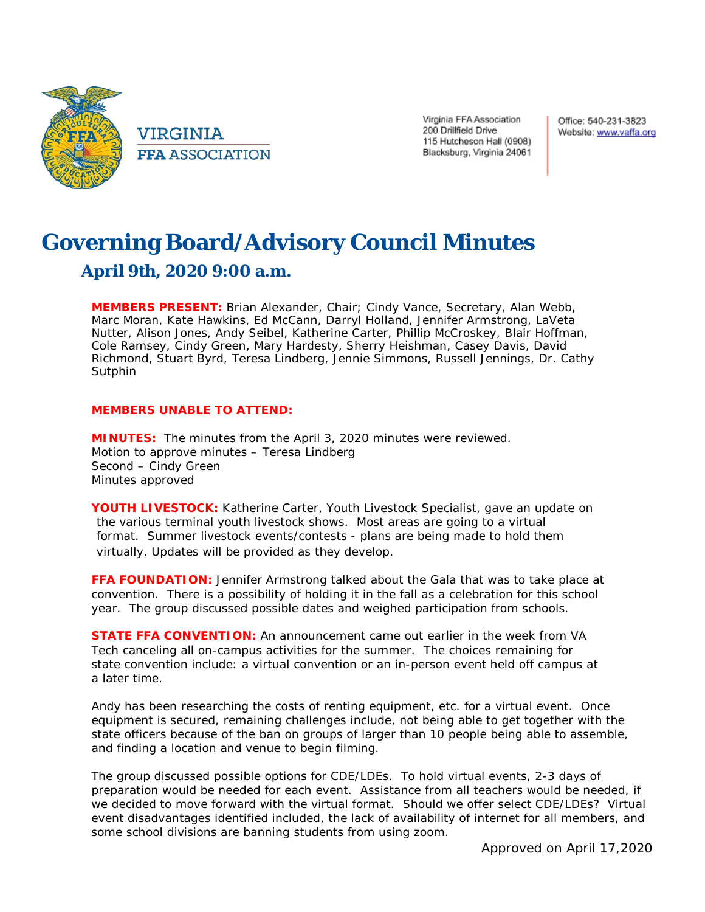VIRGINIA
FFA ASSOCIATION

Virginia FFA Association
200 Drillfield Drive
115 Hutcheson Hall (0908)
Blacksburg, Virginia 24061

Office: 540-231-3823
Website: www.vaffa.org

# Governing Board/Advisory Council Minutes

## April 9th, 2020 9:00 a.m.

**MEMBERS PRESENT:** Brian Alexander, Chair; Cindy Vance, Secretary, Alan Webb, Marc Moran, Kate Hawkins, Ed McCann, Darryl Holland, Jennifer Armstrong, LaVeta Nutter, Alison Jones, Andy Seibel, Katherine Carter, Phillip McCroskey, Blair Hoffman, Cole Ramsey, Cindy Green, Mary Hardesty, Sherry Heishman, Casey Davis, David Richmond, Stuart Byrd, Teresa Lindberg, Jennie Simmons, Russell Jennings, Dr. Cathy Sutphin

**MEMBERS UNABLE TO ATTEND:**

**MINUTES:** The minutes from the April 3, 2020 minutes were reviewed.
Motion to approve minutes – Teresa Lindberg
Second – Cindy Green
Minutes approved

**YOUTH LIVESTOCK:** Katherine Carter, Youth Livestock Specialist, gave an update on the various terminal youth livestock shows. Most areas are going to a virtual format. Summer livestock events/contests - plans are being made to hold them virtually. Updates will be provided as they develop.

**FFA FOUNDATION:** Jennifer Armstrong talked about the Gala that was to take place at convention. There is a possibility of holding it in the fall as a celebration for this school year. The group discussed possible dates and weighed participation from schools.

**STATE FFA CONVENTION:** An announcement came out earlier in the week from VA Tech canceling all on-campus activities for the summer. The choices remaining for state convention include: a virtual convention or an in-person event held off campus at a later time.

Andy has been researching the costs of renting equipment, etc. for a virtual event. Once equipment is secured, remaining challenges include, not being able to get together with the state officers because of the ban on groups of larger than 10 people being able to assemble, and finding a location and venue to begin filming.

The group discussed possible options for CDE/LDEs. To hold virtual events, 2-3 days of preparation would be needed for each event. Assistance from all teachers would be needed, if we decided to move forward with the virtual format. Should we offer select CDE/LDEs? Virtual event disadvantages identified included, the lack of availability of internet for all members, and some school divisions are banning students from using zoom.

Approved on April 17,2020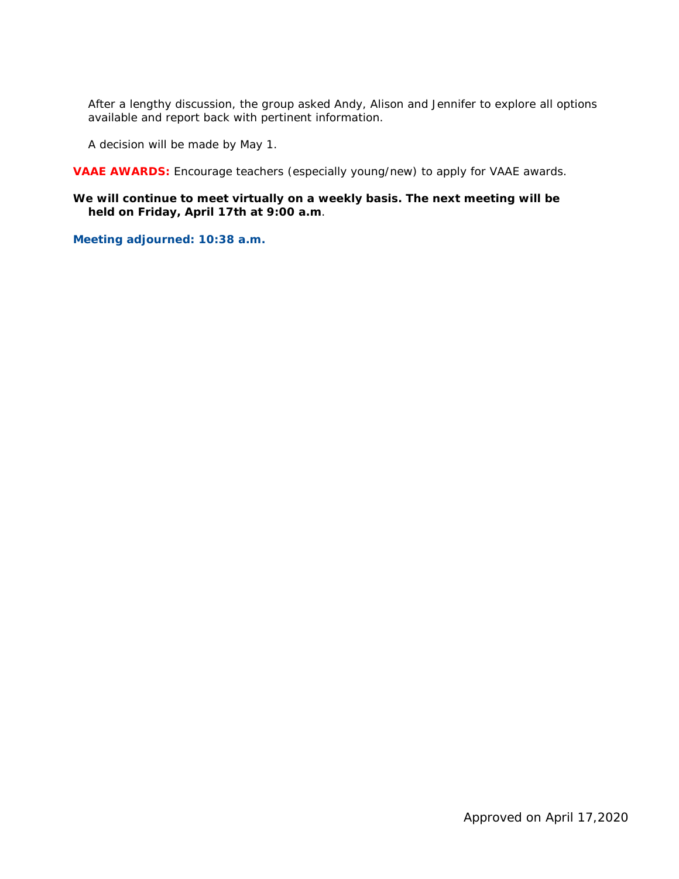After a lengthy discussion, the group asked Andy, Alison and Jennifer to explore all options available and report back with pertinent information.

A decision will be made by May 1.

**VAAE AWARDS:** Encourage teachers (especially young/new) to apply for VAAE awards.

**We will continue to meet virtually on a weekly basis. The next meeting will be held on Friday, April 17th at 9:00 a.m**.

**Meeting adjourned: 10:38 a.m.**

Approved on April 17,2020